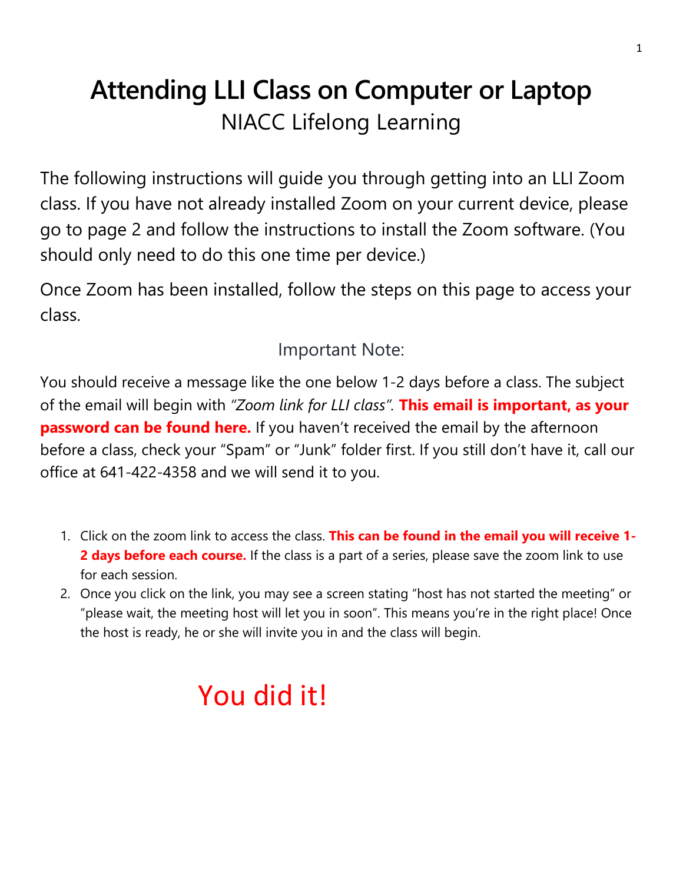# Attending LLI Class on Computer or Laptop

## NIACC Lifelong Learning

The following instructions will guide you through getting into an LLI Zoom class. If you have not already installed Zoom on your current device, please go to page 2 and follow the instructions to install the Zoom software. (You should only need to do this one time per device.)

Once Zoom has been installed, follow the steps on this page to access your class.

### Important Note:

You should receive a message like the one below 1-2 days before a class. The subject of the email will begin with *"Zoom link for LLI class"*. **This email is important, as your password can be found here.** If you haven't received the email by the afternoon before a class, check your "Spam" or "Junk" folder first. If you still don't have it, call our office at 641-422-4358 and we will send it to you.

1. Click on the zoom link to access the class. **This can be found in the email you will receive 1-2 days before each course.** If the class is a part of a series, please save the zoom link to use for each session.
2. Once you click on the link, you may see a screen stating "host has not started the meeting" or "please wait, the meeting host will let you in soon". This means you're in the right place! Once the host is ready, he or she will invite you in and the class will begin.

You did it!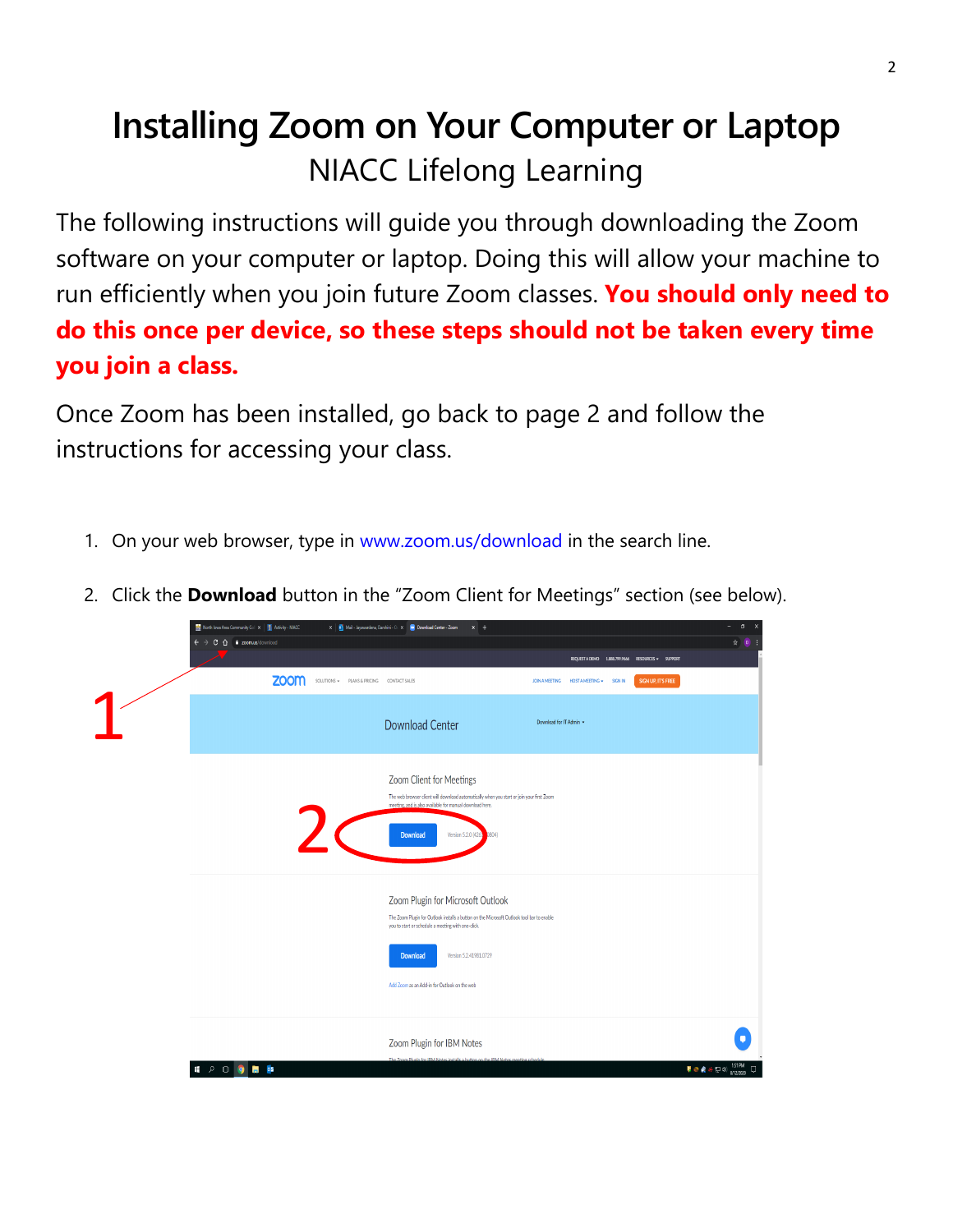# Installing Zoom on Your Computer or Laptop

## NIACC Lifelong Learning

The following instructions will guide you through downloading the Zoom software on your computer or laptop. Doing this will allow your machine to run efficiently when you join future Zoom classes. **You should only need to do this once per device, so these steps should not be taken every time you join a class.**

Once Zoom has been installed, go back to page 2 and follow the instructions for accessing your class.

1. On your web browser, type in www.zoom.us/download in the search line.
2. Click the **Download** button in the "Zoom Client for Meetings" section (see below).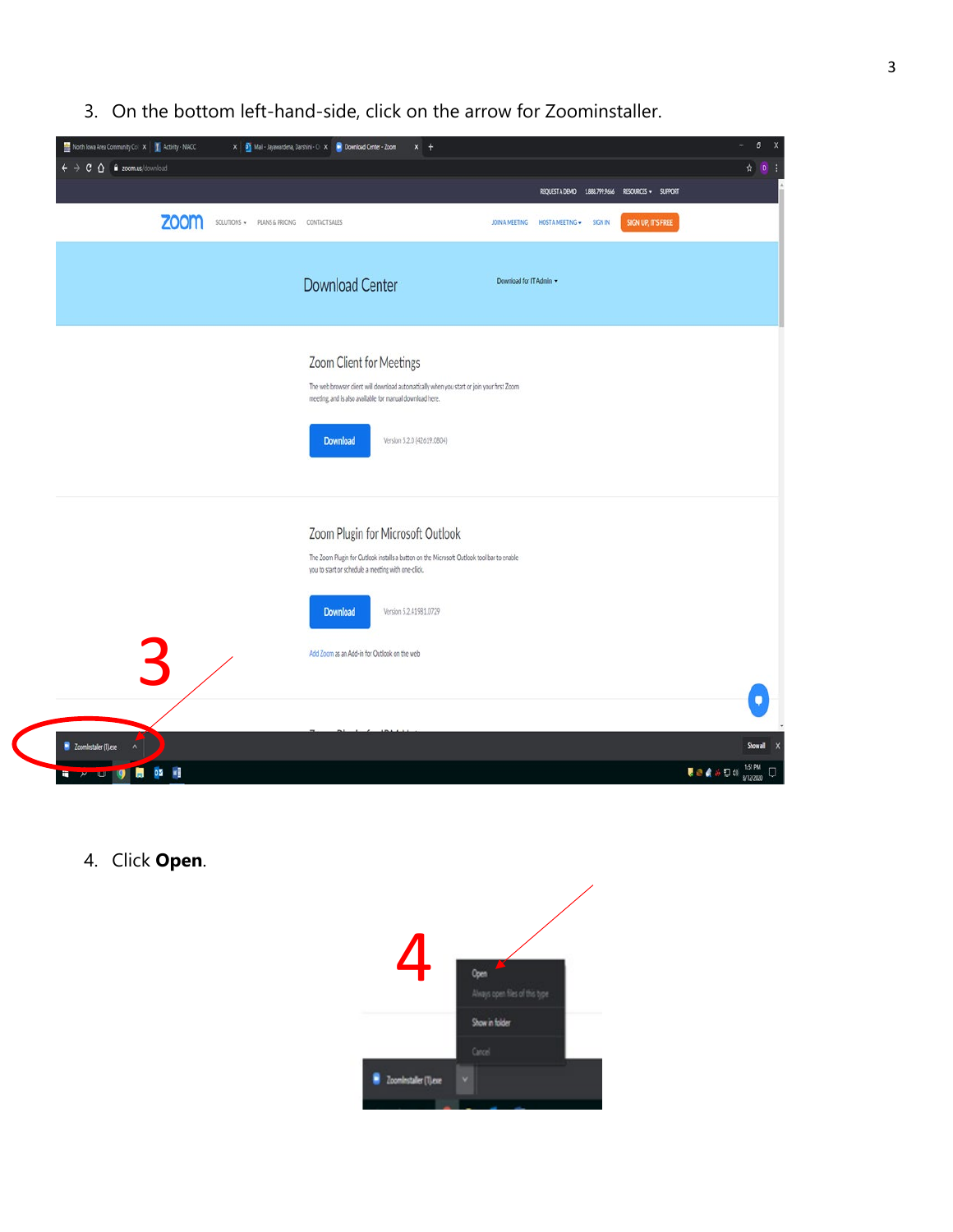3. On the bottom left-hand-side, click on the arrow for Zoominstaller.

4. Click **Open**.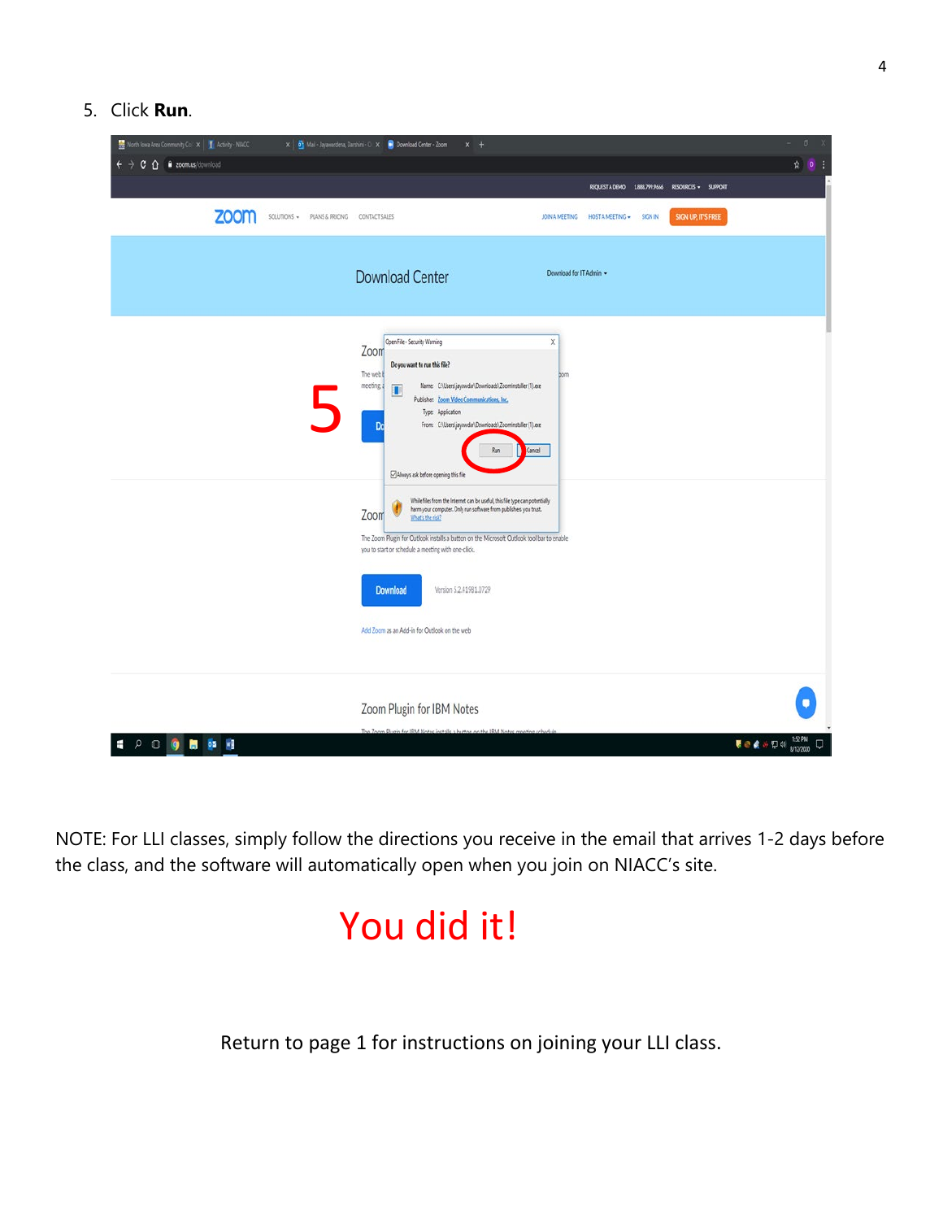5. Click **Run**.

NOTE: For LLI classes, simply follow the directions you receive in the email that arrives 1-2 days before the class, and the software will automatically open when you join on NIACC's site.

# You did it!

Return to page 1 for instructions on joining your LLI class.